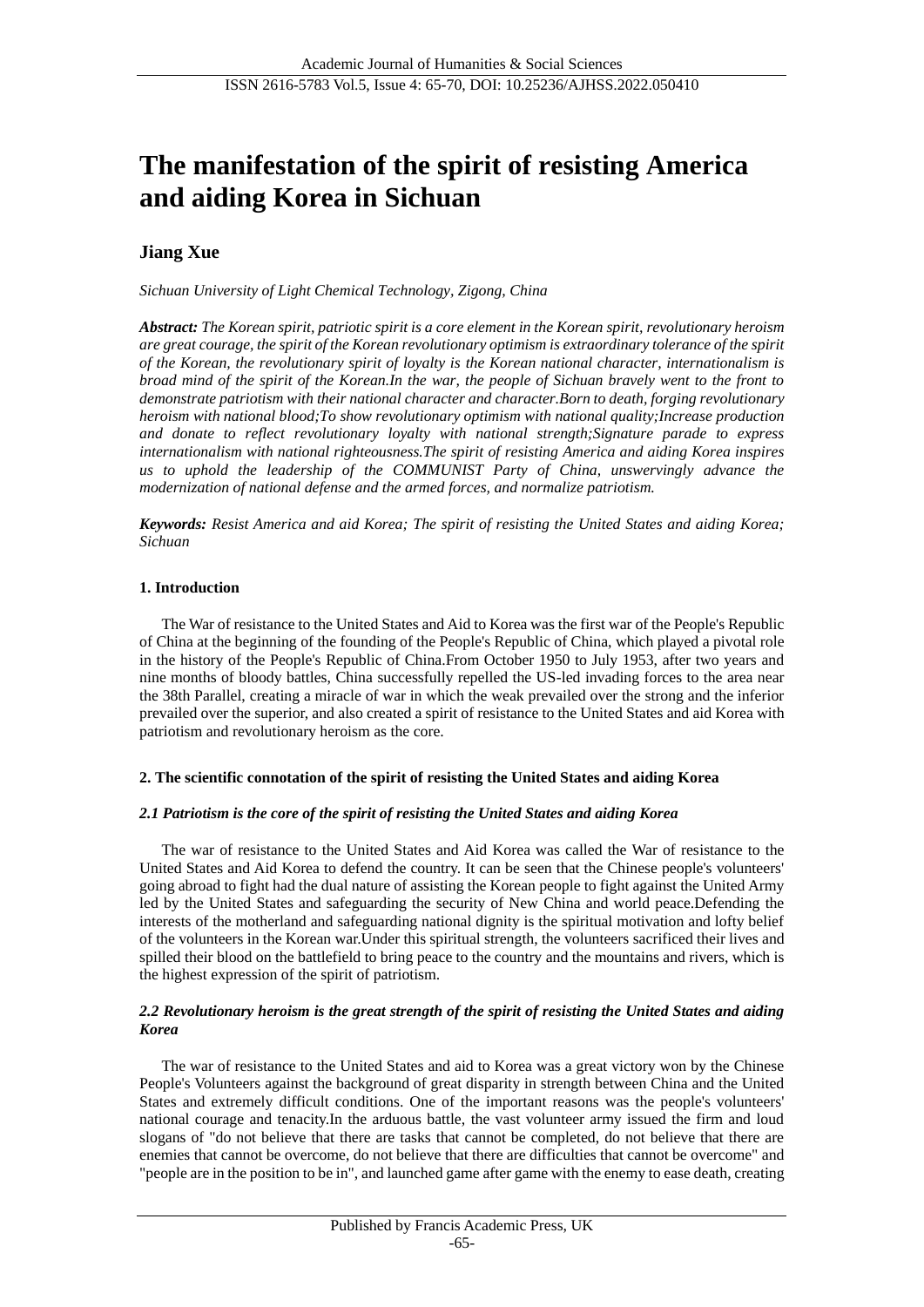# The manifestation of the spirit of resisting America and aiding Korea in Sichuan

**Jiang Xue**

*Sichuan University of Light Chemical Technology, Zigong, China*

***Abstract:*** *The Korean spirit, patriotic spirit is a core element in the Korean spirit, revolutionary heroism are great courage, the spirit of the Korean revolutionary optimism is extraordinary tolerance of the spirit of the Korean, the revolutionary spirit of loyalty is the Korean national character, internationalism is broad mind of the spirit of the Korean.In the war, the people of Sichuan bravely went to the front to demonstrate patriotism with their national character and character.Born to death, forging revolutionary heroism with national blood;To show revolutionary optimism with national quality;Increase production and donate to reflect revolutionary loyalty with national strength;Signature parade to express internationalism with national righteousness.The spirit of resisting America and aiding Korea inspires us to uphold the leadership of the COMMUNIST Party of China, unswervingly advance the modernization of national defense and the armed forces, and normalize patriotism.*

***Keywords:*** *Resist America and aid Korea; The spirit of resisting the United States and aiding Korea; Sichuan*

## 1. Introduction

The War of resistance to the United States and Aid to Korea was the first war of the People's Republic of China at the beginning of the founding of the People's Republic of China, which played a pivotal role in the history of the People's Republic of China.From October 1950 to July 1953, after two years and nine months of bloody battles, China successfully repelled the US-led invading forces to the area near the 38th Parallel, creating a miracle of war in which the weak prevailed over the strong and the inferior prevailed over the superior, and also created a spirit of resistance to the United States and aid Korea with patriotism and revolutionary heroism as the core.

## 2. The scientific connotation of the spirit of resisting the United States and aiding Korea

### *2.1 Patriotism is the core of the spirit of resisting the United States and aiding Korea*

The war of resistance to the United States and Aid Korea was called the War of resistance to the United States and Aid Korea to defend the country. It can be seen that the Chinese people's volunteers' going abroad to fight had the dual nature of assisting the Korean people to fight against the United Army led by the United States and safeguarding the security of New China and world peace.Defending the interests of the motherland and safeguarding national dignity is the spiritual motivation and lofty belief of the volunteers in the Korean war.Under this spiritual strength, the volunteers sacrificed their lives and spilled their blood on the battlefield to bring peace to the country and the mountains and rivers, which is the highest expression of the spirit of patriotism.

### *2.2 Revolutionary heroism is the great strength of the spirit of resisting the United States and aiding Korea*

The war of resistance to the United States and aid to Korea was a great victory won by the Chinese People's Volunteers against the background of great disparity in strength between China and the United States and extremely difficult conditions. One of the important reasons was the people's volunteers' national courage and tenacity.In the arduous battle, the vast volunteer army issued the firm and loud slogans of "do not believe that there are tasks that cannot be completed, do not believe that there are enemies that cannot be overcome, do not believe that there are difficulties that cannot be overcome" and "people are in the position to be in", and launched game after game with the enemy to ease death, creating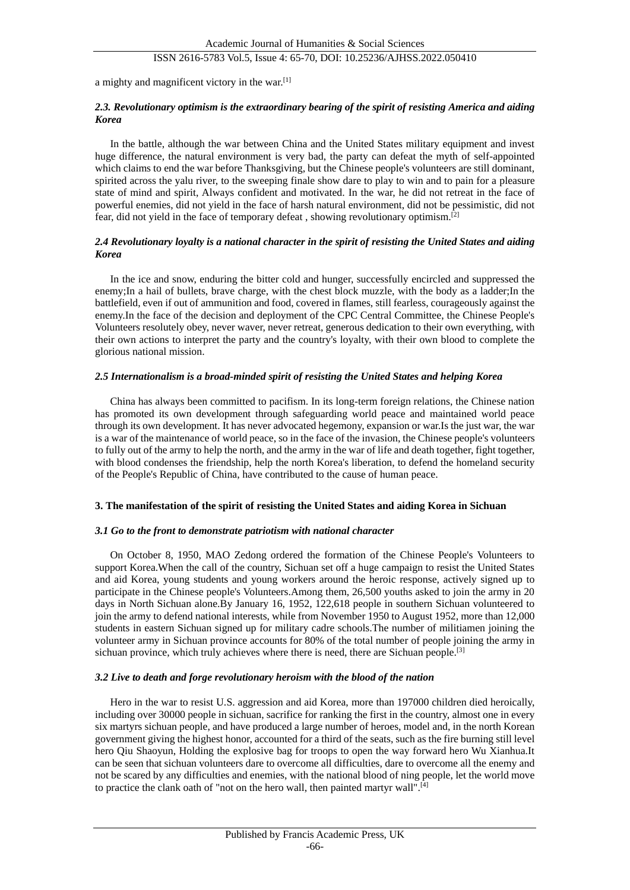a mighty and magnificent victory in the war.[1]

### *2.3. Revolutionary optimism is the extraordinary bearing of the spirit of resisting America and aiding Korea*

In the battle, although the war between China and the United States military equipment and invest huge difference, the natural environment is very bad, the party can defeat the myth of self-appointed which claims to end the war before Thanksgiving, but the Chinese people's volunteers are still dominant, spirited across the yalu river, to the sweeping finale show dare to play to win and to pain for a pleasure state of mind and spirit, Always confident and motivated. In the war, he did not retreat in the face of powerful enemies, did not yield in the face of harsh natural environment, did not be pessimistic, did not fear, did not yield in the face of temporary defeat , showing revolutionary optimism.[2]

### *2.4 Revolutionary loyalty is a national character in the spirit of resisting the United States and aiding Korea*

In the ice and snow, enduring the bitter cold and hunger, successfully encircled and suppressed the enemy;In a hail of bullets, brave charge, with the chest block muzzle, with the body as a ladder;In the battlefield, even if out of ammunition and food, covered in flames, still fearless, courageously against the enemy.In the face of the decision and deployment of the CPC Central Committee, the Chinese People's Volunteers resolutely obey, never waver, never retreat, generous dedication to their own everything, with their own actions to interpret the party and the country's loyalty, with their own blood to complete the glorious national mission.

### *2.5 Internationalism is a broad-minded spirit of resisting the United States and helping Korea*

China has always been committed to pacifism. In its long-term foreign relations, the Chinese nation has promoted its own development through safeguarding world peace and maintained world peace through its own development. It has never advocated hegemony, expansion or war.Is the just war, the war is a war of the maintenance of world peace, so in the face of the invasion, the Chinese people's volunteers to fully out of the army to help the north, and the army in the war of life and death together, fight together, with blood condenses the friendship, help the north Korea's liberation, to defend the homeland security of the People's Republic of China, have contributed to the cause of human peace.

## **3. The manifestation of the spirit of resisting the United States and aiding Korea in Sichuan**

### *3.1 Go to the front to demonstrate patriotism with national character*

On October 8, 1950, MAO Zedong ordered the formation of the Chinese People's Volunteers to support Korea.When the call of the country, Sichuan set off a huge campaign to resist the United States and aid Korea, young students and young workers around the heroic response, actively signed up to participate in the Chinese people's Volunteers.Among them, 26,500 youths asked to join the army in 20 days in North Sichuan alone.By January 16, 1952, 122,618 people in southern Sichuan volunteered to join the army to defend national interests, while from November 1950 to August 1952, more than 12,000 students in eastern Sichuan signed up for military cadre schools.The number of militiamen joining the volunteer army in Sichuan province accounts for 80% of the total number of people joining the army in sichuan province, which truly achieves where there is need, there are Sichuan people.[3]

### *3.2 Live to death and forge revolutionary heroism with the blood of the nation*

Hero in the war to resist U.S. aggression and aid Korea, more than 197000 children died heroically, including over 30000 people in sichuan, sacrifice for ranking the first in the country, almost one in every six martyrs sichuan people, and have produced a large number of heroes, model and, in the north Korean government giving the highest honor, accounted for a third of the seats, such as the fire burning still level hero Qiu Shaoyun, Holding the explosive bag for troops to open the way forward hero Wu Xianhua.It can be seen that sichuan volunteers dare to overcome all difficulties, dare to overcome all the enemy and not be scared by any difficulties and enemies, with the national blood of ning people, let the world move to practice the clank oath of "not on the hero wall, then painted martyr wall".[4]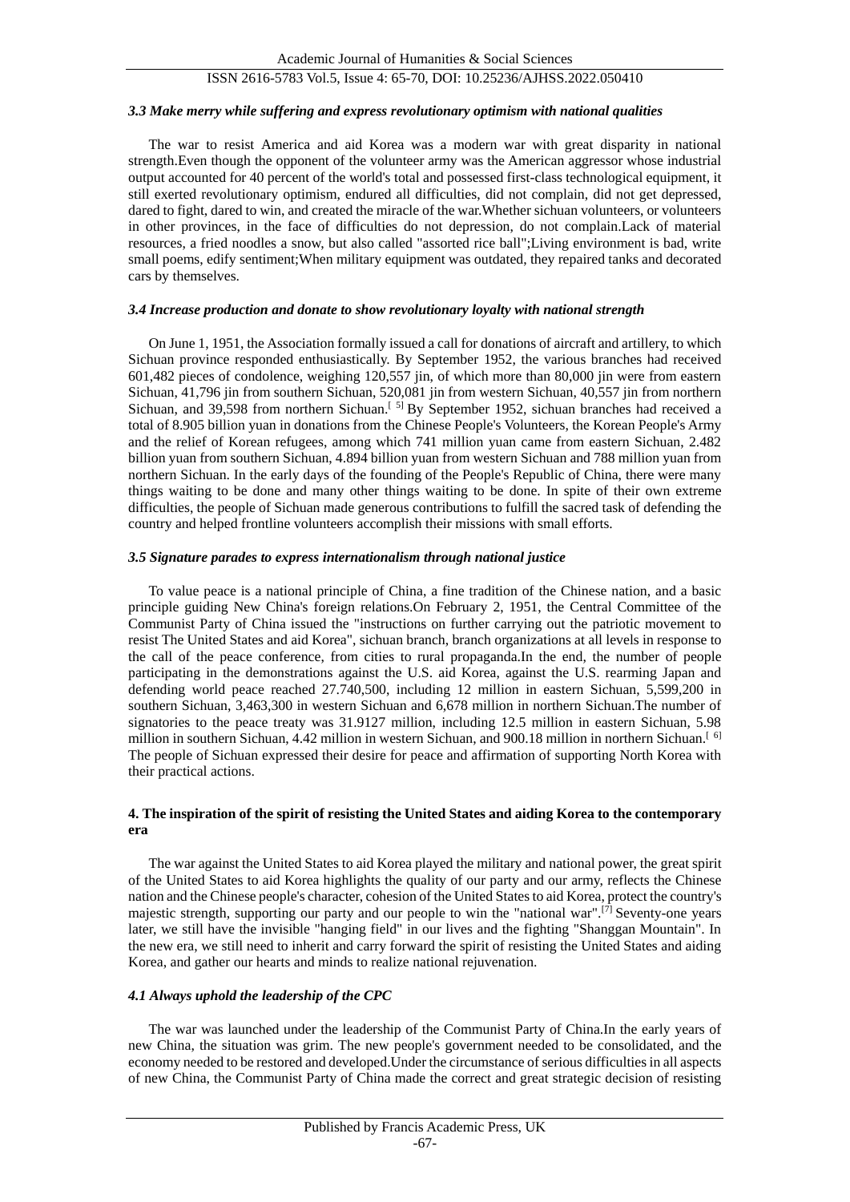### *3.3 Make merry while suffering and express revolutionary optimism with national qualities*

The war to resist America and aid Korea was a modern war with great disparity in national strength.Even though the opponent of the volunteer army was the American aggressor whose industrial output accounted for 40 percent of the world's total and possessed first-class technological equipment, it still exerted revolutionary optimism, endured all difficulties, did not complain, did not get depressed, dared to fight, dared to win, and created the miracle of the war.Whether sichuan volunteers, or volunteers in other provinces, in the face of difficulties do not depression, do not complain.Lack of material resources, a fried noodles a snow, but also called "assorted rice ball";Living environment is bad, write small poems, edify sentiment;When military equipment was outdated, they repaired tanks and decorated cars by themselves.

### *3.4 Increase production and donate to show revolutionary loyalty with national strength*

On June 1, 1951, the Association formally issued a call for donations of aircraft and artillery, to which Sichuan province responded enthusiastically. By September 1952, the various branches had received 601,482 pieces of condolence, weighing 120,557 jin, of which more than 80,000 jin were from eastern Sichuan, 41,796 jin from southern Sichuan, 520,081 jin from western Sichuan, 40,557 jin from northern Sichuan, and 39,598 from northern Sichuan.[5] By September 1952, sichuan branches had received a total of 8.905 billion yuan in donations from the Chinese People's Volunteers, the Korean People's Army and the relief of Korean refugees, among which 741 million yuan came from eastern Sichuan, 2.482 billion yuan from southern Sichuan, 4.894 billion yuan from western Sichuan and 788 million yuan from northern Sichuan. In the early days of the founding of the People's Republic of China, there were many things waiting to be done and many other things waiting to be done. In spite of their own extreme difficulties, the people of Sichuan made generous contributions to fulfill the sacred task of defending the country and helped frontline volunteers accomplish their missions with small efforts.

### *3.5 Signature parades to express internationalism through national justice*

To value peace is a national principle of China, a fine tradition of the Chinese nation, and a basic principle guiding New China's foreign relations.On February 2, 1951, the Central Committee of the Communist Party of China issued the "instructions on further carrying out the patriotic movement to resist The United States and aid Korea", sichuan branch, branch organizations at all levels in response to the call of the peace conference, from cities to rural propaganda.In the end, the number of people participating in the demonstrations against the U.S. aid Korea, against the U.S. rearming Japan and defending world peace reached 27.740,500, including 12 million in eastern Sichuan, 5,599,200 in southern Sichuan, 3,463,300 in western Sichuan and 6,678 million in northern Sichuan.The number of signatories to the peace treaty was 31.9127 million, including 12.5 million in eastern Sichuan, 5.98 million in southern Sichuan, 4.42 million in western Sichuan, and 900.18 million in northern Sichuan.[6] The people of Sichuan expressed their desire for peace and affirmation of supporting North Korea with their practical actions.

## 4. The inspiration of the spirit of resisting the United States and aiding Korea to the contemporary era

The war against the United States to aid Korea played the military and national power, the great spirit of the United States to aid Korea highlights the quality of our party and our army, reflects the Chinese nation and the Chinese people's character, cohesion of the United States to aid Korea, protect the country's majestic strength, supporting our party and our people to win the "national war".[7] Seventy-one years later, we still have the invisible "hanging field" in our lives and the fighting "Shanggan Mountain". In the new era, we still need to inherit and carry forward the spirit of resisting the United States and aiding Korea, and gather our hearts and minds to realize national rejuvenation.

### *4.1 Always uphold the leadership of the CPC*

The war was launched under the leadership of the Communist Party of China.In the early years of new China, the situation was grim. The new people's government needed to be consolidated, and the economy needed to be restored and developed.Under the circumstance of serious difficulties in all aspects of new China, the Communist Party of China made the correct and great strategic decision of resisting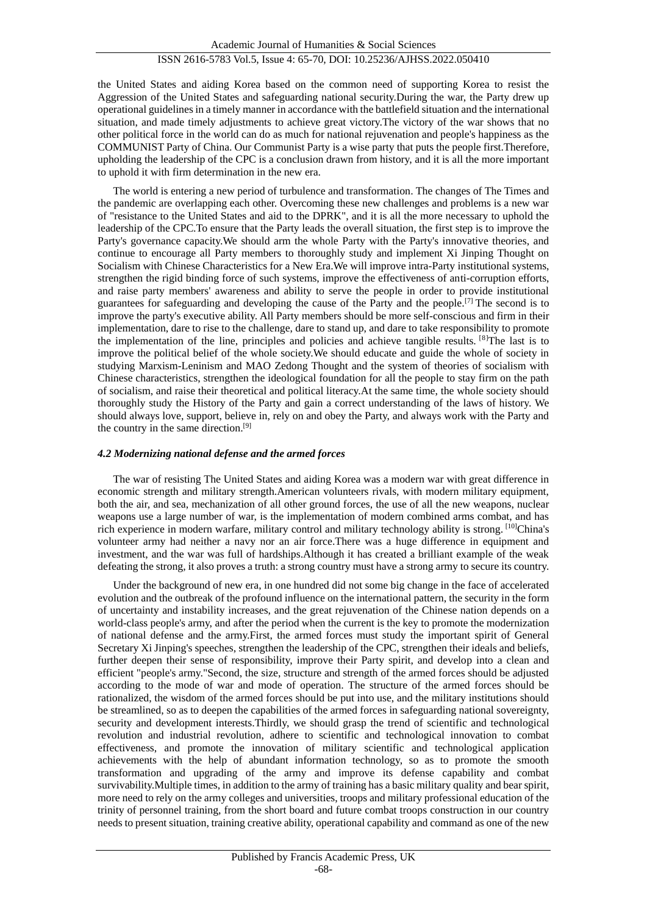the United States and aiding Korea based on the common need of supporting Korea to resist the Aggression of the United States and safeguarding national security.During the war, the Party drew up operational guidelines in a timely manner in accordance with the battlefield situation and the international situation, and made timely adjustments to achieve great victory.The victory of the war shows that no other political force in the world can do as much for national rejuvenation and people's happiness as the COMMUNIST Party of China. Our Communist Party is a wise party that puts the people first.Therefore, upholding the leadership of the CPC is a conclusion drawn from history, and it is all the more important to uphold it with firm determination in the new era.

The world is entering a new period of turbulence and transformation. The changes of The Times and the pandemic are overlapping each other. Overcoming these new challenges and problems is a new war of "resistance to the United States and aid to the DPRK", and it is all the more necessary to uphold the leadership of the CPC.To ensure that the Party leads the overall situation, the first step is to improve the Party's governance capacity.We should arm the whole Party with the Party's innovative theories, and continue to encourage all Party members to thoroughly study and implement Xi Jinping Thought on Socialism with Chinese Characteristics for a New Era.We will improve intra-Party institutional systems, strengthen the rigid binding force of such systems, improve the effectiveness of anti-corruption efforts, and raise party members' awareness and ability to serve the people in order to provide institutional guarantees for safeguarding and developing the cause of the Party and the people.[7] The second is to improve the party's executive ability. All Party members should be more self-conscious and firm in their implementation, dare to rise to the challenge, dare to stand up, and dare to take responsibility to promote the implementation of the line, principles and policies and achieve tangible results. [8]The last is to improve the political belief of the whole society.We should educate and guide the whole of society in studying Marxism-Leninism and MAO Zedong Thought and the system of theories of socialism with Chinese characteristics, strengthen the ideological foundation for all the people to stay firm on the path of socialism, and raise their theoretical and political literacy.At the same time, the whole society should thoroughly study the History of the Party and gain a correct understanding of the laws of history. We should always love, support, believe in, rely on and obey the Party, and always work with the Party and the country in the same direction.[9]

### *4.2 Modernizing national defense and the armed forces*

The war of resisting The United States and aiding Korea was a modern war with great difference in economic strength and military strength.American volunteers rivals, with modern military equipment, both the air, and sea, mechanization of all other ground forces, the use of all the new weapons, nuclear weapons use a large number of war, is the implementation of modern combined arms combat, and has rich experience in modern warfare, military control and military technology ability is strong. [10]China's volunteer army had neither a navy nor an air force.There was a huge difference in equipment and investment, and the war was full of hardships.Although it has created a brilliant example of the weak defeating the strong, it also proves a truth: a strong country must have a strong army to secure its country.

Under the background of new era, in one hundred did not some big change in the face of accelerated evolution and the outbreak of the profound influence on the international pattern, the security in the form of uncertainty and instability increases, and the great rejuvenation of the Chinese nation depends on a world-class people's army, and after the period when the current is the key to promote the modernization of national defense and the army.First, the armed forces must study the important spirit of General Secretary Xi Jinping's speeches, strengthen the leadership of the CPC, strengthen their ideals and beliefs, further deepen their sense of responsibility, improve their Party spirit, and develop into a clean and efficient "people's army."Second, the size, structure and strength of the armed forces should be adjusted according to the mode of war and mode of operation. The structure of the armed forces should be rationalized, the wisdom of the armed forces should be put into use, and the military institutions should be streamlined, so as to deepen the capabilities of the armed forces in safeguarding national sovereignty, security and development interests.Thirdly, we should grasp the trend of scientific and technological revolution and industrial revolution, adhere to scientific and technological innovation to combat effectiveness, and promote the innovation of military scientific and technological application achievements with the help of abundant information technology, so as to promote the smooth transformation and upgrading of the army and improve its defense capability and combat survivability.Multiple times, in addition to the army of training has a basic military quality and bear spirit, more need to rely on the army colleges and universities, troops and military professional education of the trinity of personnel training, from the short board and future combat troops construction in our country needs to present situation, training creative ability, operational capability and command as one of the new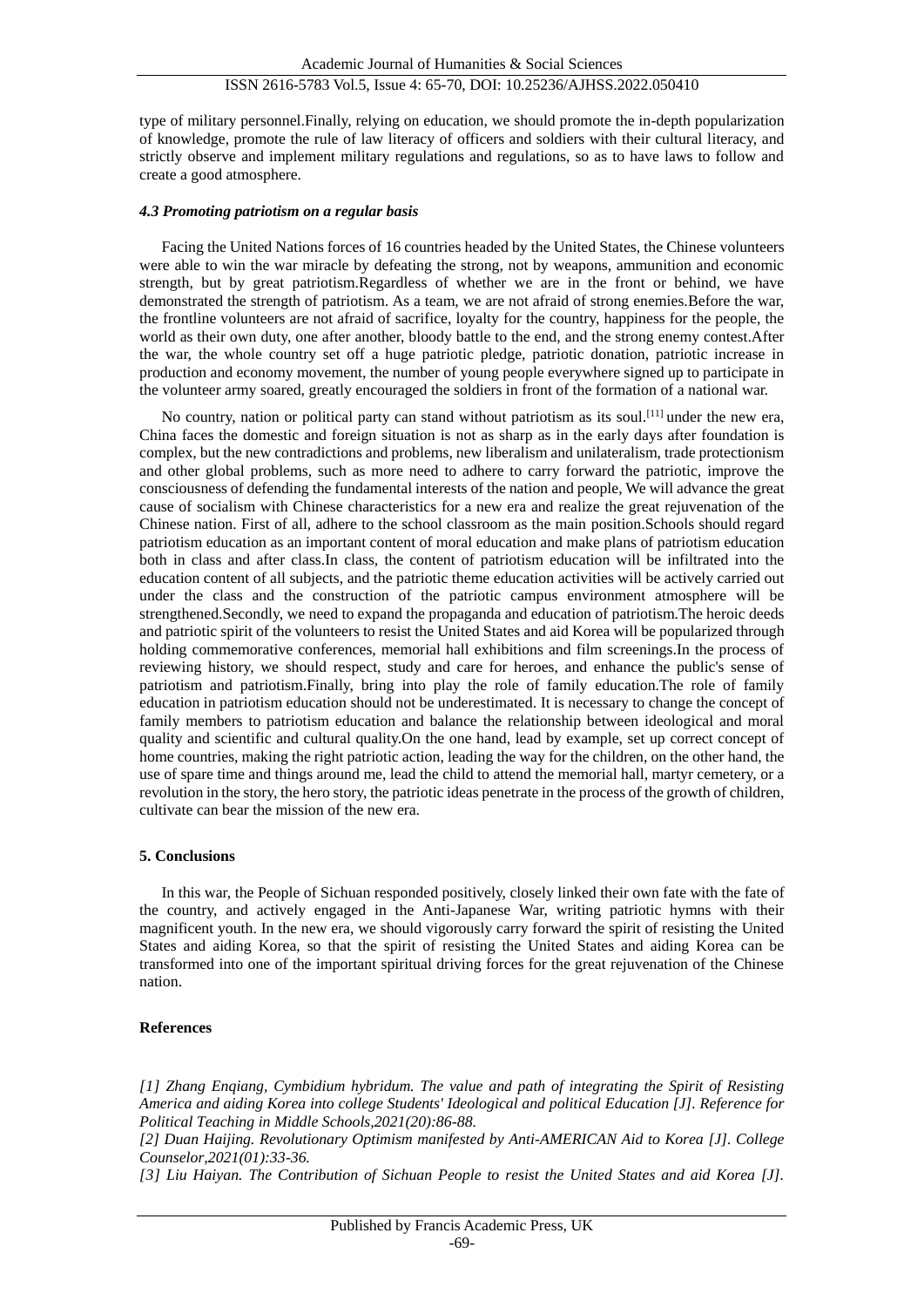type of military personnel.Finally, relying on education, we should promote the in-depth popularization of knowledge, promote the rule of law literacy of officers and soldiers with their cultural literacy, and strictly observe and implement military regulations and regulations, so as to have laws to follow and create a good atmosphere.

### *4.3 Promoting patriotism on a regular basis*

Facing the United Nations forces of 16 countries headed by the United States, the Chinese volunteers were able to win the war miracle by defeating the strong, not by weapons, ammunition and economic strength, but by great patriotism.Regardless of whether we are in the front or behind, we have demonstrated the strength of patriotism. As a team, we are not afraid of strong enemies.Before the war, the frontline volunteers are not afraid of sacrifice, loyalty for the country, happiness for the people, the world as their own duty, one after another, bloody battle to the end, and the strong enemy contest.After the war, the whole country set off a huge patriotic pledge, patriotic donation, patriotic increase in production and economy movement, the number of young people everywhere signed up to participate in the volunteer army soared, greatly encouraged the soldiers in front of the formation of a national war.

No country, nation or political party can stand without patriotism as its soul.[11] under the new era, China faces the domestic and foreign situation is not as sharp as in the early days after foundation is complex, but the new contradictions and problems, new liberalism and unilateralism, trade protectionism and other global problems, such as more need to adhere to carry forward the patriotic, improve the consciousness of defending the fundamental interests of the nation and people, We will advance the great cause of socialism with Chinese characteristics for a new era and realize the great rejuvenation of the Chinese nation. First of all, adhere to the school classroom as the main position.Schools should regard patriotism education as an important content of moral education and make plans of patriotism education both in class and after class.In class, the content of patriotism education will be infiltrated into the education content of all subjects, and the patriotic theme education activities will be actively carried out under the class and the construction of the patriotic campus environment atmosphere will be strengthened.Secondly, we need to expand the propaganda and education of patriotism.The heroic deeds and patriotic spirit of the volunteers to resist the United States and aid Korea will be popularized through holding commemorative conferences, memorial hall exhibitions and film screenings.In the process of reviewing history, we should respect, study and care for heroes, and enhance the public's sense of patriotism and patriotism.Finally, bring into play the role of family education.The role of family education in patriotism education should not be underestimated. It is necessary to change the concept of family members to patriotism education and balance the relationship between ideological and moral quality and scientific and cultural quality.On the one hand, lead by example, set up correct concept of home countries, making the right patriotic action, leading the way for the children, on the other hand, the use of spare time and things around me, lead the child to attend the memorial hall, martyr cemetery, or a revolution in the story, the hero story, the patriotic ideas penetrate in the process of the growth of children, cultivate can bear the mission of the new era.

## 5. Conclusions

In this war, the People of Sichuan responded positively, closely linked their own fate with the fate of the country, and actively engaged in the Anti-Japanese War, writing patriotic hymns with their magnificent youth. In the new era, we should vigorously carry forward the spirit of resisting the United States and aiding Korea, so that the spirit of resisting the United States and aiding Korea can be transformed into one of the important spiritual driving forces for the great rejuvenation of the Chinese nation.

## References

*[1] Zhang Enqiang, Cymbidium hybridum. The value and path of integrating the Spirit of Resisting America and aiding Korea into college Students' Ideological and political Education [J]. Reference for Political Teaching in Middle Schools,2021(20):86-88.*

*[2] Duan Haijing. Revolutionary Optimism manifested by Anti-AMERICAN Aid to Korea [J]. College Counselor,2021(01):33-36.*

*[3] Liu Haiyan. The Contribution of Sichuan People to resist the United States and aid Korea [J].*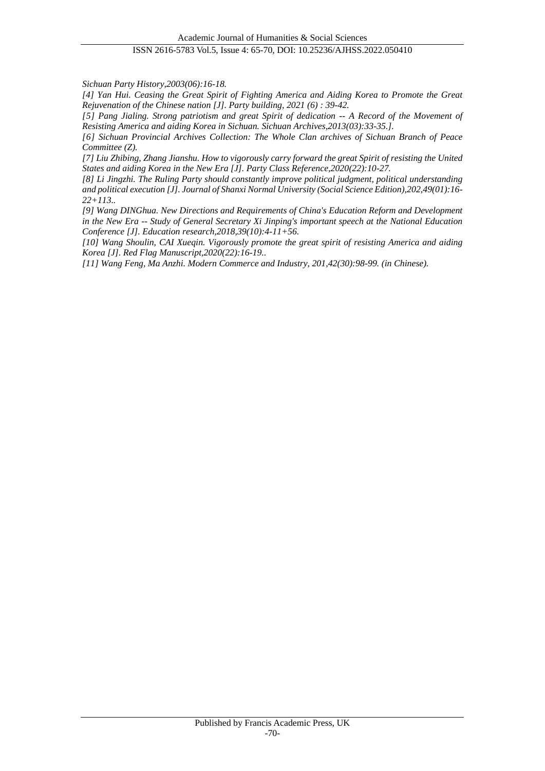*Sichuan Party History,2003(06):16-18.*

*[4] Yan Hui. Ceasing the Great Spirit of Fighting America and Aiding Korea to Promote the Great Rejuvenation of the Chinese nation [J]. Party building, 2021 (6) : 39-42.*

*[5] Pang Jialing. Strong patriotism and great Spirit of dedication -- A Record of the Movement of Resisting America and aiding Korea in Sichuan. Sichuan Archives,2013(03):33-35.].*

*[6] Sichuan Provincial Archives Collection: The Whole Clan archives of Sichuan Branch of Peace Committee (Z).*

*[7] Liu Zhibing, Zhang Jianshu. How to vigorously carry forward the great Spirit of resisting the United States and aiding Korea in the New Era [J]. Party Class Reference,2020(22):10-27.*

*[8] Li Jingzhi. The Ruling Party should constantly improve political judgment, political understanding and political execution [J]. Journal of Shanxi Normal University (Social Science Edition),202,49(01):16-22+113..*

*[9] Wang DINGhua. New Directions and Requirements of China's Education Reform and Development in the New Era -- Study of General Secretary Xi Jinping's important speech at the National Education Conference [J]. Education research,2018,39(10):4-11+56.*

*[10] Wang Shoulin, CAI Xueqin. Vigorously promote the great spirit of resisting America and aiding Korea [J]. Red Flag Manuscript,2020(22):16-19..*

*[11] Wang Feng, Ma Anzhi. Modern Commerce and Industry, 201,42(30):98-99. (in Chinese).*